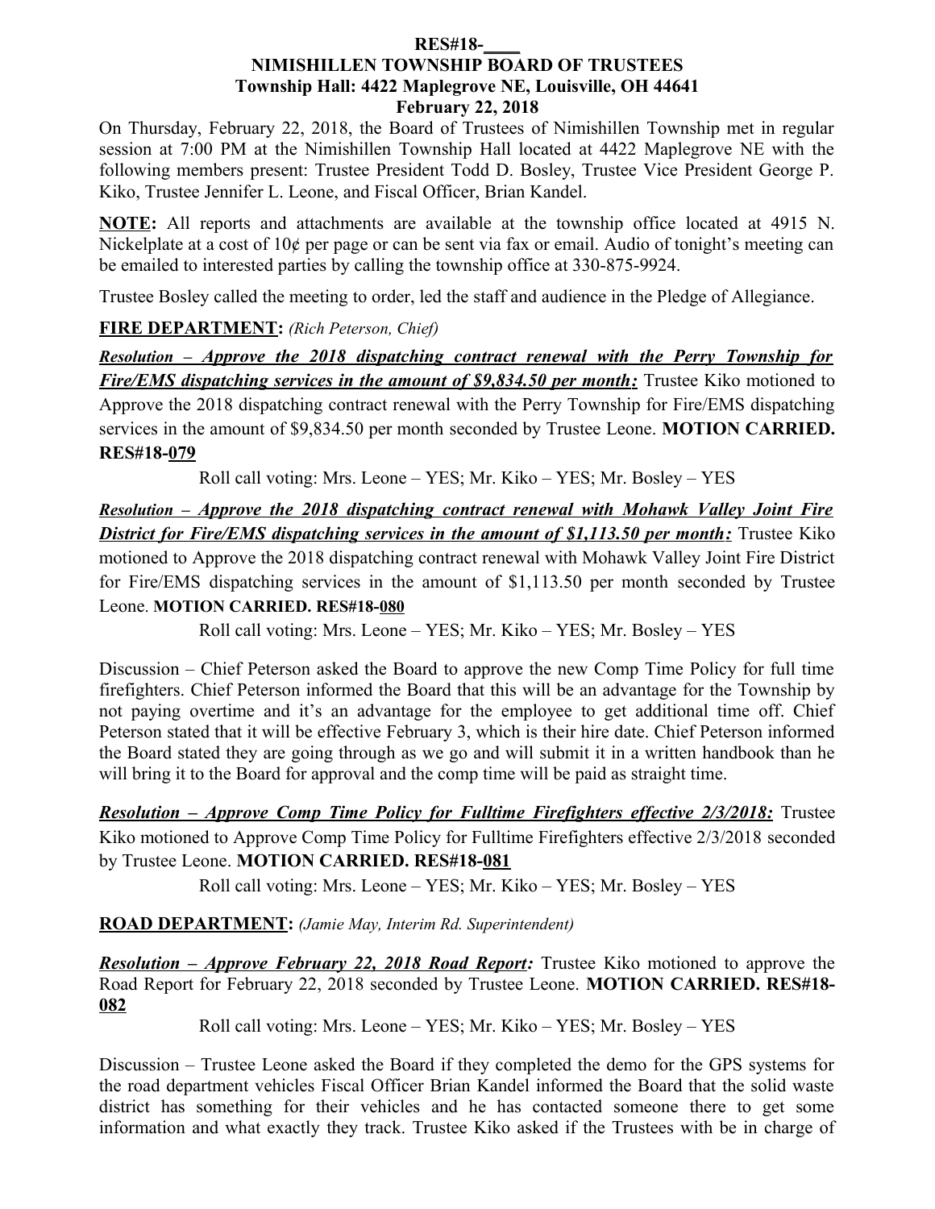**RES#18-____**

**NIMISHILLEN TOWNSHIP BOARD OF TRUSTEES**
**Township Hall: 4422 Maplegrove NE, Louisville, OH 44641**
**February 22, 2018**

On Thursday, February 22, 2018, the Board of Trustees of Nimishillen Township met in regular session at 7:00 PM at the Nimishillen Township Hall located at 4422 Maplegrove NE with the following members present: Trustee President Todd D. Bosley, Trustee Vice President George P. Kiko, Trustee Jennifer L. Leone, and Fiscal Officer, Brian Kandel.

**NOTE:** All reports and attachments are available at the township office located at 4915 N. Nickelplate at a cost of 10¢ per page or can be sent via fax or email. Audio of tonight's meeting can be emailed to interested parties by calling the township office at 330-875-9924.

Trustee Bosley called the meeting to order, led the staff and audience in the Pledge of Allegiance.

**FIRE DEPARTMENT:** *(Rich Peterson, Chief)*

***Resolution – Approve the 2018 dispatching contract renewal with the Perry Township for Fire/EMS dispatching services in the amount of $9,834.50 per month:*** Trustee Kiko motioned to Approve the 2018 dispatching contract renewal with the Perry Township for Fire/EMS dispatching services in the amount of $9,834.50 per month seconded by Trustee Leone. **MOTION CARRIED. RES#18-079**

Roll call voting: Mrs. Leone – YES; Mr. Kiko – YES; Mr. Bosley – YES

***Resolution – Approve the 2018 dispatching contract renewal with Mohawk Valley Joint Fire District for Fire/EMS dispatching services in the amount of $1,113.50 per month:*** Trustee Kiko motioned to Approve the 2018 dispatching contract renewal with Mohawk Valley Joint Fire District for Fire/EMS dispatching services in the amount of $1,113.50 per month seconded by Trustee Leone. **MOTION CARRIED. RES#18-080**

Roll call voting: Mrs. Leone – YES; Mr. Kiko – YES; Mr. Bosley – YES

Discussion – Chief Peterson asked the Board to approve the new Comp Time Policy for full time firefighters. Chief Peterson informed the Board that this will be an advantage for the Township by not paying overtime and it's an advantage for the employee to get additional time off. Chief Peterson stated that it will be effective February 3, which is their hire date. Chief Peterson informed the Board stated they are going through as we go and will submit it in a written handbook than he will bring it to the Board for approval and the comp time will be paid as straight time.

***Resolution – Approve Comp Time Policy for Fulltime Firefighters effective 2/3/2018:*** Trustee Kiko motioned to Approve Comp Time Policy for Fulltime Firefighters effective 2/3/2018 seconded by Trustee Leone. **MOTION CARRIED. RES#18-081**

Roll call voting: Mrs. Leone – YES; Mr. Kiko – YES; Mr. Bosley – YES

**ROAD DEPARTMENT:** *(Jamie May, Interim Rd. Superintendent)*

***Resolution – Approve February 22, 2018 Road Report:*** Trustee Kiko motioned to approve the Road Report for February 22, 2018 seconded by Trustee Leone. **MOTION CARRIED. RES#18-082**

Roll call voting: Mrs. Leone – YES; Mr. Kiko – YES; Mr. Bosley – YES

Discussion – Trustee Leone asked the Board if they completed the demo for the GPS systems for the road department vehicles Fiscal Officer Brian Kandel informed the Board that the solid waste district has something for their vehicles and he has contacted someone there to get some information and what exactly they track. Trustee Kiko asked if the Trustees with be in charge of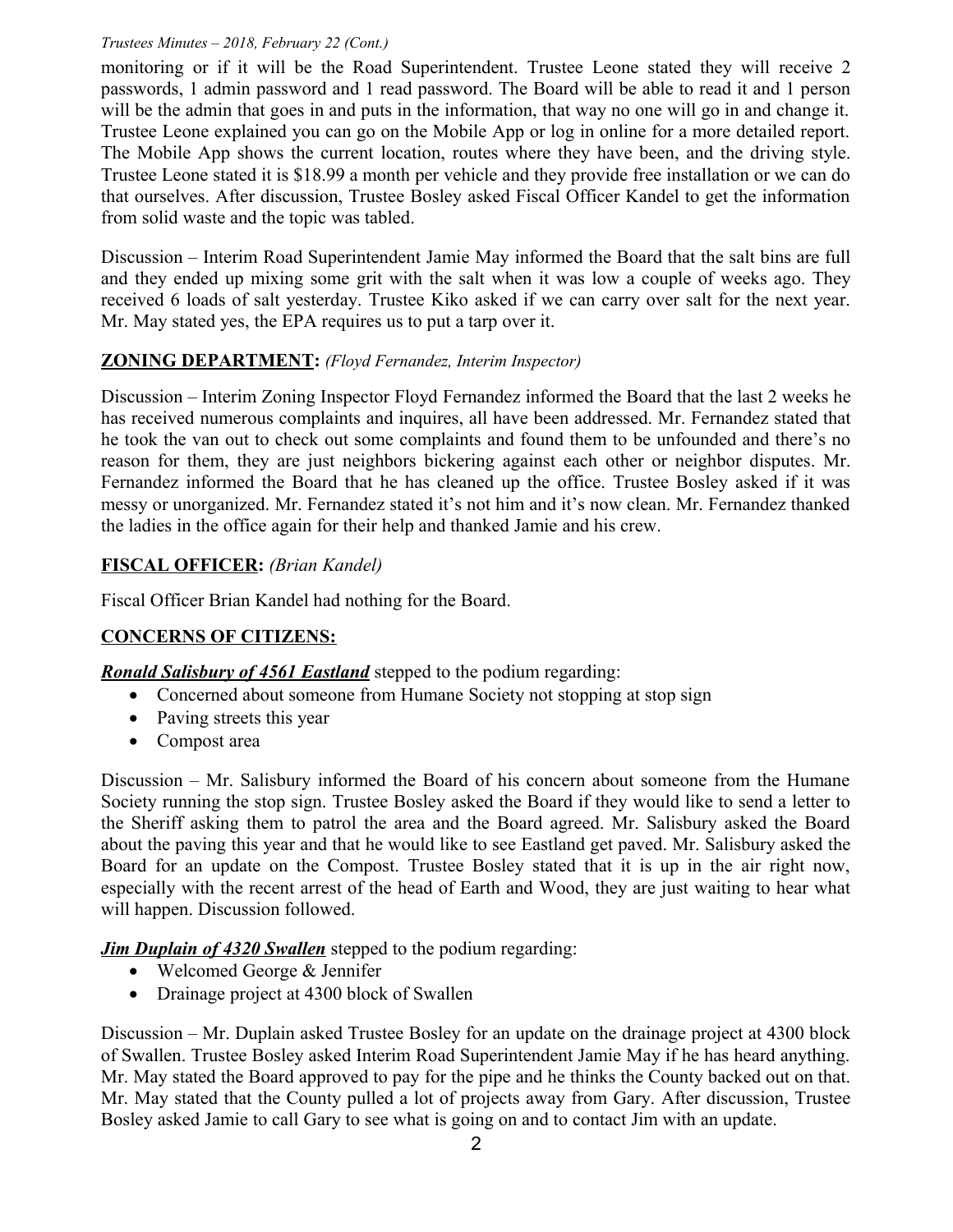monitoring or if it will be the Road Superintendent. Trustee Leone stated they will receive 2 passwords, 1 admin password and 1 read password. The Board will be able to read it and 1 person will be the admin that goes in and puts in the information, that way no one will go in and change it. Trustee Leone explained you can go on the Mobile App or log in online for a more detailed report. The Mobile App shows the current location, routes where they have been, and the driving style. Trustee Leone stated it is $18.99 a month per vehicle and they provide free installation or we can do that ourselves. After discussion, Trustee Bosley asked Fiscal Officer Kandel to get the information from solid waste and the topic was tabled.

Discussion – Interim Road Superintendent Jamie May informed the Board that the salt bins are full and they ended up mixing some grit with the salt when it was low a couple of weeks ago. They received 6 loads of salt yesterday. Trustee Kiko asked if we can carry over salt for the next year. Mr. May stated yes, the EPA requires us to put a tarp over it.

**ZONING DEPARTMENT:** *(Floyd Fernandez, Interim Inspector)*

Discussion – Interim Zoning Inspector Floyd Fernandez informed the Board that the last 2 weeks he has received numerous complaints and inquires, all have been addressed. Mr. Fernandez stated that he took the van out to check out some complaints and found them to be unfounded and there's no reason for them, they are just neighbors bickering against each other or neighbor disputes. Mr. Fernandez informed the Board that he has cleaned up the office. Trustee Bosley asked if it was messy or unorganized. Mr. Fernandez stated it's not him and it's now clean. Mr. Fernandez thanked the ladies in the office again for their help and thanked Jamie and his crew.

**FISCAL OFFICER:** *(Brian Kandel)*

Fiscal Officer Brian Kandel had nothing for the Board.

**CONCERNS OF CITIZENS:**

***Ronald Salisbury of 4561 Eastland*** stepped to the podium regarding:

- Concerned about someone from Humane Society not stopping at stop sign
- Paving streets this year
- Compost area

Discussion – Mr. Salisbury informed the Board of his concern about someone from the Humane Society running the stop sign. Trustee Bosley asked the Board if they would like to send a letter to the Sheriff asking them to patrol the area and the Board agreed. Mr. Salisbury asked the Board about the paving this year and that he would like to see Eastland get paved. Mr. Salisbury asked the Board for an update on the Compost. Trustee Bosley stated that it is up in the air right now, especially with the recent arrest of the head of Earth and Wood, they are just waiting to hear what will happen. Discussion followed.

***Jim Duplain of 4320 Swallen*** stepped to the podium regarding:

- Welcomed George & Jennifer
- Drainage project at 4300 block of Swallen

Discussion – Mr. Duplain asked Trustee Bosley for an update on the drainage project at 4300 block of Swallen. Trustee Bosley asked Interim Road Superintendent Jamie May if he has heard anything. Mr. May stated the Board approved to pay for the pipe and he thinks the County backed out on that. Mr. May stated that the County pulled a lot of projects away from Gary. After discussion, Trustee Bosley asked Jamie to call Gary to see what is going on and to contact Jim with an update.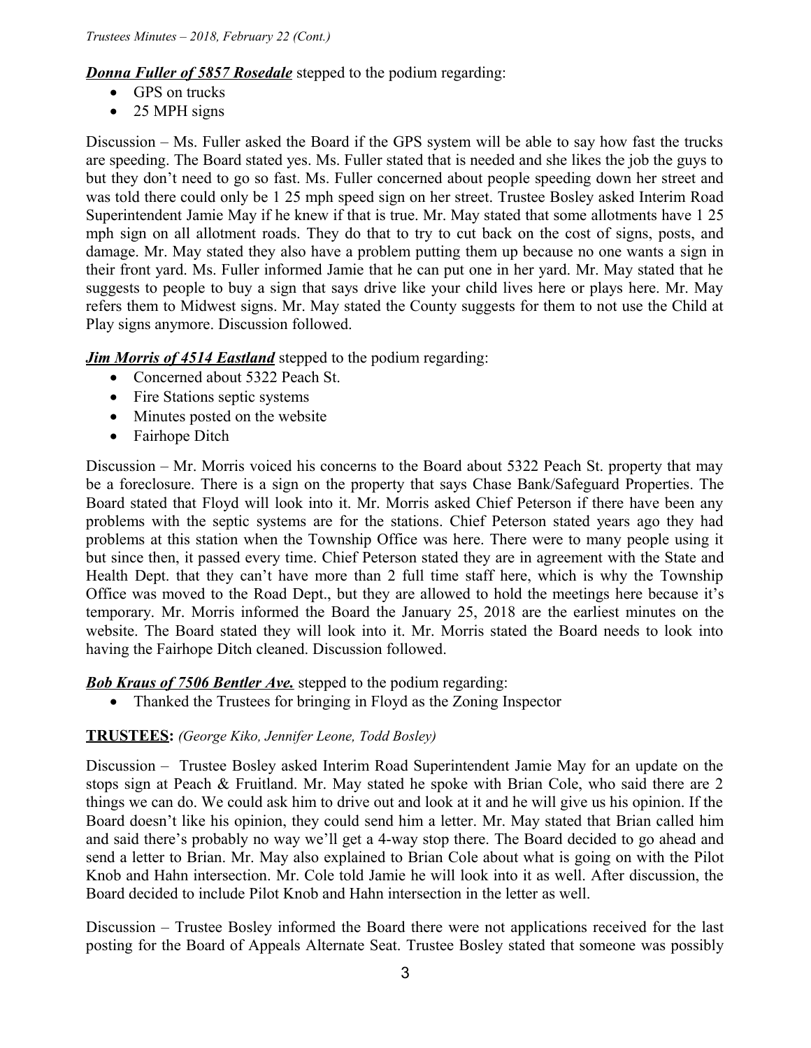***Donna Fuller of 5857 Rosedale*** stepped to the podium regarding:

- GPS on trucks
- 25 MPH signs

Discussion – Ms. Fuller asked the Board if the GPS system will be able to say how fast the trucks are speeding. The Board stated yes. Ms. Fuller stated that is needed and she likes the job the guys to but they don't need to go so fast. Ms. Fuller concerned about people speeding down her street and was told there could only be 1 25 mph speed sign on her street. Trustee Bosley asked Interim Road Superintendent Jamie May if he knew if that is true. Mr. May stated that some allotments have 1 25 mph sign on all allotment roads. They do that to try to cut back on the cost of signs, posts, and damage. Mr. May stated they also have a problem putting them up because no one wants a sign in their front yard. Ms. Fuller informed Jamie that he can put one in her yard. Mr. May stated that he suggests to people to buy a sign that says drive like your child lives here or plays here. Mr. May refers them to Midwest signs. Mr. May stated the County suggests for them to not use the Child at Play signs anymore. Discussion followed.

***Jim Morris of 4514 Eastland*** stepped to the podium regarding:

- Concerned about 5322 Peach St.
- Fire Stations septic systems
- Minutes posted on the website
- Fairhope Ditch

Discussion – Mr. Morris voiced his concerns to the Board about 5322 Peach St. property that may be a foreclosure. There is a sign on the property that says Chase Bank/Safeguard Properties. The Board stated that Floyd will look into it. Mr. Morris asked Chief Peterson if there have been any problems with the septic systems are for the stations. Chief Peterson stated years ago they had problems at this station when the Township Office was here. There were to many people using it but since then, it passed every time. Chief Peterson stated they are in agreement with the State and Health Dept. that they can't have more than 2 full time staff here, which is why the Township Office was moved to the Road Dept., but they are allowed to hold the meetings here because it's temporary. Mr. Morris informed the Board the January 25, 2018 are the earliest minutes on the website. The Board stated they will look into it. Mr. Morris stated the Board needs to look into having the Fairhope Ditch cleaned. Discussion followed.

***Bob Kraus of 7506 Bentler Ave.*** stepped to the podium regarding:

- Thanked the Trustees for bringing in Floyd as the Zoning Inspector

**TRUSTEES:** *(George Kiko, Jennifer Leone, Todd Bosley)*

Discussion – Trustee Bosley asked Interim Road Superintendent Jamie May for an update on the stops sign at Peach & Fruitland. Mr. May stated he spoke with Brian Cole, who said there are 2 things we can do. We could ask him to drive out and look at it and he will give us his opinion. If the Board doesn't like his opinion, they could send him a letter. Mr. May stated that Brian called him and said there's probably no way we'll get a 4-way stop there. The Board decided to go ahead and send a letter to Brian. Mr. May also explained to Brian Cole about what is going on with the Pilot Knob and Hahn intersection. Mr. Cole told Jamie he will look into it as well. After discussion, the Board decided to include Pilot Knob and Hahn intersection in the letter as well.

Discussion – Trustee Bosley informed the Board there were not applications received for the last posting for the Board of Appeals Alternate Seat. Trustee Bosley stated that someone was possibly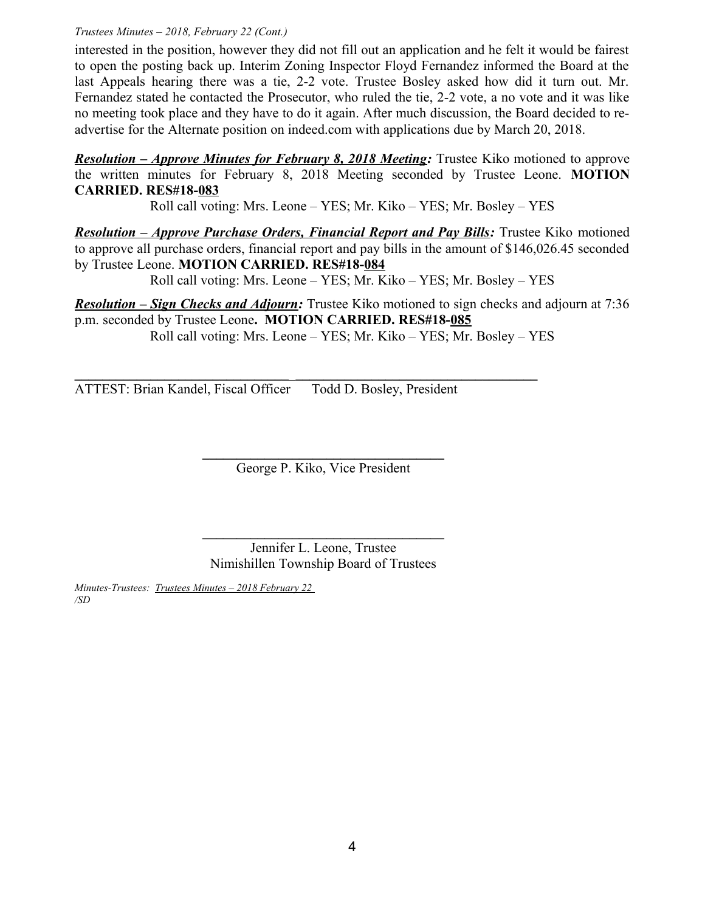interested in the position, however they did not fill out an application and he felt it would be fairest to open the posting back up. Interim Zoning Inspector Floyd Fernandez informed the Board at the last Appeals hearing there was a tie, 2-2 vote. Trustee Bosley asked how did it turn out. Mr. Fernandez stated he contacted the Prosecutor, who ruled the tie, 2-2 vote, a no vote and it was like no meeting took place and they have to do it again. After much discussion, the Board decided to re-advertise for the Alternate position on indeed.com with applications due by March 20, 2018.

***Resolution – Approve Minutes for February 8, 2018 Meeting:*** Trustee Kiko motioned to approve the written minutes for February 8, 2018 Meeting seconded by Trustee Leone. **MOTION CARRIED. RES#18-083**

Roll call voting: Mrs. Leone – YES; Mr. Kiko – YES; Mr. Bosley – YES

***Resolution – Approve Purchase Orders, Financial Report and Pay Bills:*** Trustee Kiko motioned to approve all purchase orders, financial report and pay bills in the amount of $146,026.45 seconded by Trustee Leone. **MOTION CARRIED. RES#18-084**

Roll call voting: Mrs. Leone – YES; Mr. Kiko – YES; Mr. Bosley – YES

***Resolution – Sign Checks and Adjourn:*** Trustee Kiko motioned to sign checks and adjourn at 7:36 p.m. seconded by Trustee Leone**. MOTION CARRIED. RES#18-085**

Roll call voting: Mrs. Leone – YES; Mr. Kiko – YES; Mr. Bosley – YES

\_\_\_\_\_\_\_\_\_\_\_\_\_\_\_\_\_\_\_\_\_\_\_\_\_\_\_\_\_\_ \_\_\_\_\_\_\_\_\_\_\_\_\_\_\_\_\_\_\_\_\_\_\_\_\_\_\_\_\_\_

ATTEST: Brian Kandel, Fiscal Officer Todd D. Bosley, President

\_\_\_\_\_\_\_\_\_\_\_\_\_\_\_\_\_\_\_\_\_\_\_\_\_\_\_\_\_\_

George P. Kiko, Vice President

\_\_\_\_\_\_\_\_\_\_\_\_\_\_\_\_\_\_\_\_\_\_\_\_\_\_\_\_\_\_

Jennifer L. Leone, Trustee
Nimishillen Township Board of Trustees

*Minutes-Trustees: Trustees Minutes – 2018 February 22*
*/SD*